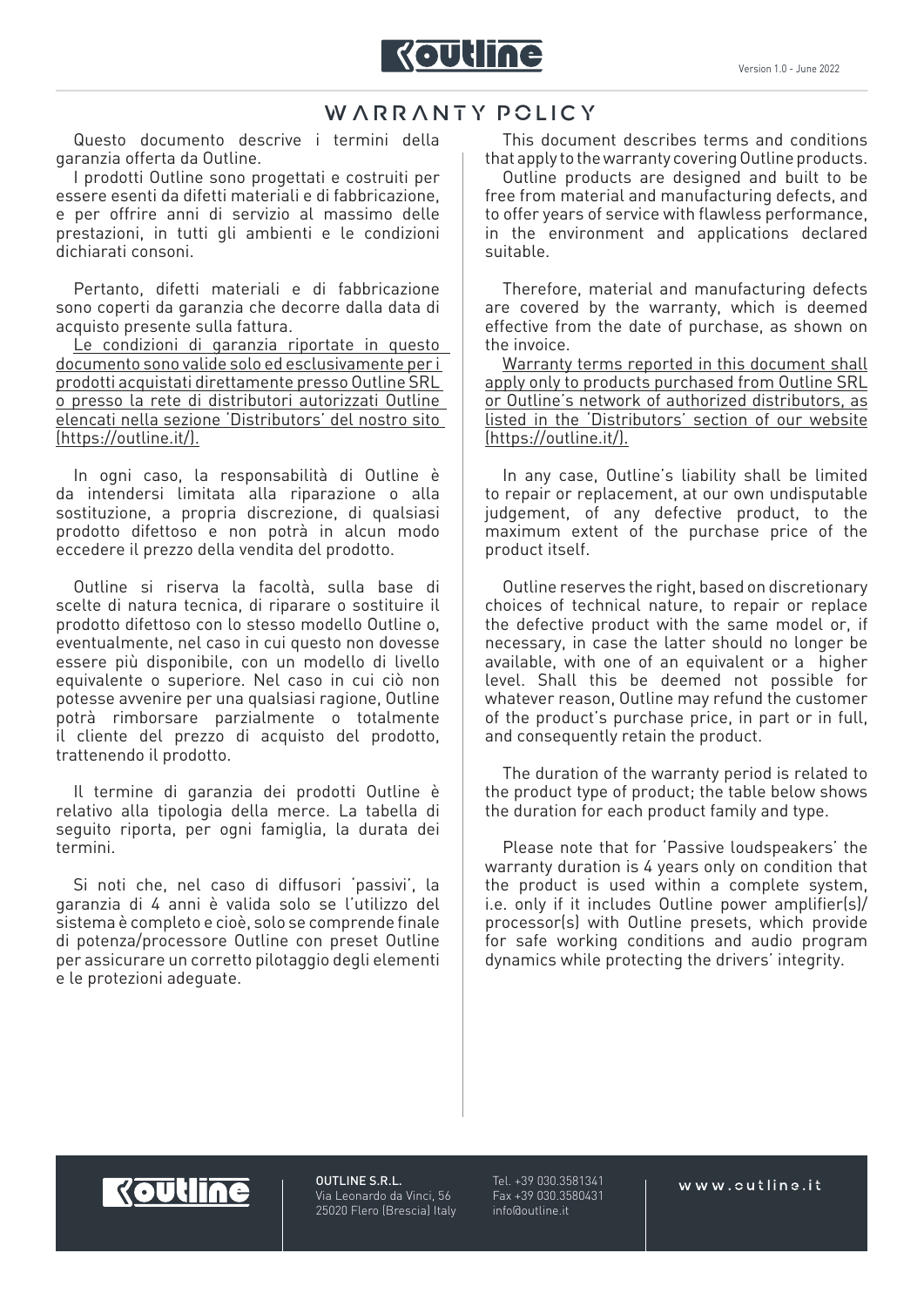Version 1.0 - June 2022

# WARRANTY POLICY

Questo documento descrive i termini della garanzia offerta da Outline.

I prodotti Outline sono progettati e costruiti per essere esenti da difetti materiali e di fabbricazione, e per offrire anni di servizio al massimo delle prestazioni, in tutti gli ambienti e le condizioni dichiarati consoni.

Pertanto, difetti materiali e di fabbricazione sono coperti da garanzia che decorre dalla data di acquisto presente sulla fattura.

<u>Le condizioni di garanzia riportate in questo documento sono valide solo ed esclusivamente per i prodotti acquistati direttamente presso Outline SRL o presso la rete di distributori autorizzati Outline elencati nella sezione 'Distributors' del nostro sito (https://outline.it/).</u>

In ogni caso, la responsabilità di Outline è da intendersi limitata alla riparazione o alla sostituzione, a propria discrezione, di qualsiasi prodotto difettoso e non potrà in alcun modo eccedere il prezzo della vendita del prodotto.

Outline si riserva la facoltà, sulla base di scelte di natura tecnica, di riparare o sostituire il prodotto difettoso con lo stesso modello Outline o, eventualmente, nel caso in cui questo non dovesse essere più disponibile, con un modello di livello equivalente o superiore. Nel caso in cui ciò non potesse avvenire per una qualsiasi ragione, Outline potrà rimborsare parzialmente o totalmente il cliente del prezzo di acquisto del prodotto, trattenendo il prodotto.

Il termine di garanzia dei prodotti Outline è relativo alla tipologia della merce. La tabella di seguito riporta, per ogni famiglia, la durata dei termini.

Si noti che, nel caso di diffusori 'passivi', la garanzia di 4 anni è valida solo se l'utilizzo del sistema è completo e cioè, solo se comprende finale di potenza/processore Outline con preset Outline per assicurare un corretto pilotaggio degli elementi e le protezioni adeguate.

This document describes terms and conditions that apply to the warranty covering Outline products.

Outline products are designed and built to be free from material and manufacturing defects, and to offer years of service with flawless performance, in the environment and applications declared suitable.

Therefore, material and manufacturing defects are covered by the warranty, which is deemed effective from the date of purchase, as shown on the invoice.

<u>Warranty terms reported in this document shall apply only to products purchased from Outline SRL or Outline's network of authorized distributors, as listed in the 'Distributors' section of our website (https://outline.it/).</u>

In any case, Outline's liability shall be limited to repair or replacement, at our own undisputable judgement, of any defective product, to the maximum extent of the purchase price of the product itself.

Outline reserves the right, based on discretionary choices of technical nature, to repair or replace the defective product with the same model or, if necessary, in case the latter should no longer be available, with one of an equivalent or a higher level. Shall this be deemed not possible for whatever reason, Outline may refund the customer of the product's purchase price, in part or in full, and consequently retain the product.

The duration of the warranty period is related to the product type of product; the table below shows the duration for each product family and type.

Please note that for 'Passive loudspeakers' the warranty duration is 4 years only on condition that the product is used within a complete system, i.e. only if it includes Outline power amplifier(s)/ processor(s) with Outline presets, which provide for safe working conditions and audio program dynamics while protecting the drivers' integrity.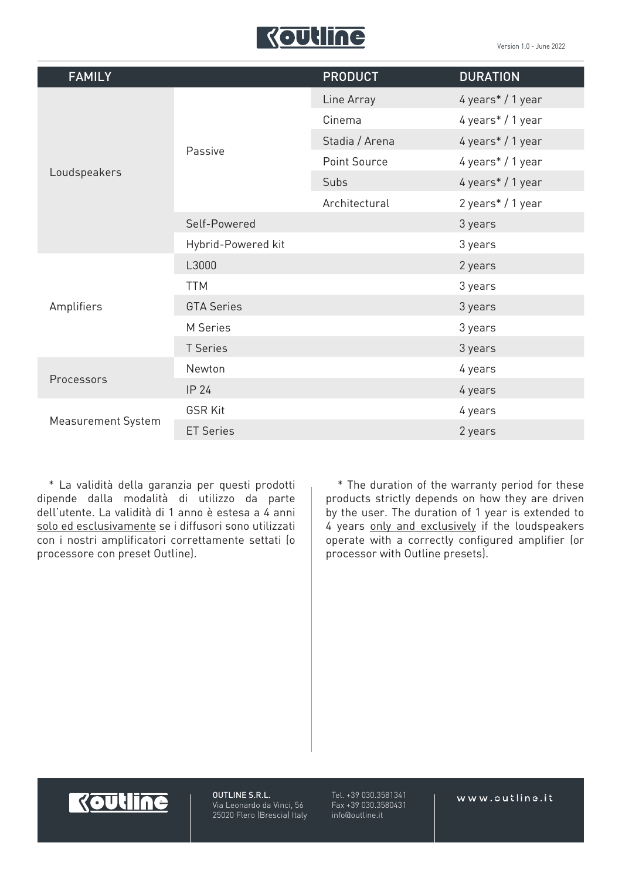| FAMILY | | PRODUCT | DURATION |
|---|---|---|---|
| Loudspeakers | Passive | Line Array | 4 years* / 1 year |
| | | Cinema | 4 years* / 1 year |
| | | Stadia / Arena | 4 years* / 1 year |
| | | Point Source | 4 years* / 1 year |
| | | Subs | 4 years* / 1 year |
| | | Architectural | 2 years* / 1 year |
| | Self-Powered | | 3 years |
| | Hybrid-Powered kit | | 3 years |
| Amplifiers | L3000 | | 2 years |
| | TTM | | 3 years |
| | GTA Series | | 3 years |
| | M Series | | 3 years |
| | T Series | | 3 years |
| Processors | Newton | | 4 years |
| | IP 24 | | 4 years |
| Measurement System | GSR Kit | | 4 years |
| | ET Series | | 2 years |

* La validità della garanzia per questi prodotti dipende dalla modalità di utilizzo da parte dell'utente. La validità di 1 anno è estesa a 4 anni solo ed esclusivamente se i diffusori sono utilizzati con i nostri amplificatori correttamente settati (o processore con preset Outline).

* The duration of the warranty period for these products strictly depends on how they are driven by the user. The duration of 1 year is extended to 4 years only and exclusively if the loudspeakers operate with a correctly configured amplifier (or processor with Outline presets).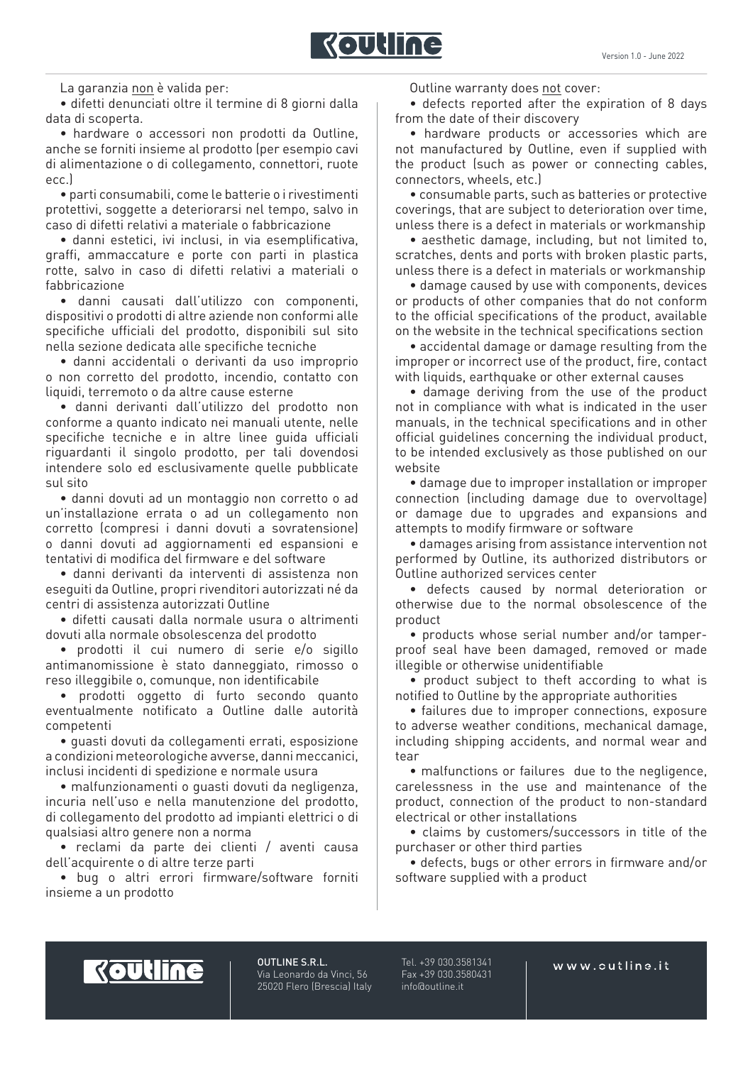La garanzia <u>non</u> è valida per:

- difetti denunciati oltre il termine di 8 giorni dalla data di scoperta.
- hardware o accessori non prodotti da Outline, anche se forniti insieme al prodotto (per esempio cavi di alimentazione o di collegamento, connettori, ruote ecc.)
- parti consumabili, come le batterie o i rivestimenti protettivi, soggette a deteriorarsi nel tempo, salvo in caso di difetti relativi a materiale o fabbricazione
- danni estetici, ivi inclusi, in via esemplificativa, graffi, ammaccature e porte con parti in plastica rotte, salvo in caso di difetti relativi a materiali o fabbricazione
- danni causati dall'utilizzo con componenti, dispositivi o prodotti di altre aziende non conformi alle specifiche ufficiali del prodotto, disponibili sul sito nella sezione dedicata alle specifiche tecniche
- danni accidentali o derivanti da uso improprio o non corretto del prodotto, incendio, contatto con liquidi, terremoto o da altre cause esterne
- danni derivanti dall'utilizzo del prodotto non conforme a quanto indicato nei manuali utente, nelle specifiche tecniche e in altre linee guida ufficiali riguardanti il singolo prodotto, per tali dovendosi intendere solo ed esclusivamente quelle pubblicate sul sito
- danni dovuti ad un montaggio non corretto o ad un'installazione errata o ad un collegamento non corretto (compresi i danni dovuti a sovratensione) o danni dovuti ad aggiornamenti ed espansioni e tentativi di modifica del firmware e del software
- danni derivanti da interventi di assistenza non eseguiti da Outline, propri rivenditori autorizzati né da centri di assistenza autorizzati Outline
- difetti causati dalla normale usura o altrimenti dovuti alla normale obsolescenza del prodotto
- prodotti il cui numero di serie e/o sigillo antimanomissione è stato danneggiato, rimosso o reso illeggibile o, comunque, non identificabile
- prodotti oggetto di furto secondo quanto eventualmente notificato a Outline dalle autorità competenti
- guasti dovuti da collegamenti errati, esposizione a condizioni meteorologiche avverse, danni meccanici, inclusi incidenti di spedizione e normale usura
- malfunzionamenti o guasti dovuti da negligenza, incuria nell'uso e nella manutenzione del prodotto, di collegamento del prodotto ad impianti elettrici o di qualsiasi altro genere non a norma
- reclami da parte dei clienti / aventi causa dell'acquirente o di altre terze parti
- bug o altri errori firmware/software forniti insieme a un prodotto

Outline warranty does <u>not</u> cover:

- defects reported after the expiration of 8 days from the date of their discovery
- hardware products or accessories which are not manufactured by Outline, even if supplied with the product (such as power or connecting cables, connectors, wheels, etc.)
- consumable parts, such as batteries or protective coverings, that are subject to deterioration over time, unless there is a defect in materials or workmanship
- aesthetic damage, including, but not limited to, scratches, dents and ports with broken plastic parts, unless there is a defect in materials or workmanship
- damage caused by use with components, devices or products of other companies that do not conform to the official specifications of the product, available on the website in the technical specifications section
- accidental damage or damage resulting from the improper or incorrect use of the product, fire, contact with liquids, earthquake or other external causes
- damage deriving from the use of the product not in compliance with what is indicated in the user manuals, in the technical specifications and in other official guidelines concerning the individual product, to be intended exclusively as those published on our website
- damage due to improper installation or improper connection (including damage due to overvoltage) or damage due to upgrades and expansions and attempts to modify firmware or software
- damages arising from assistance intervention not performed by Outline, its authorized distributors or Outline authorized services center
- defects caused by normal deterioration or otherwise due to the normal obsolescence of the product
- products whose serial number and/or tamper-proof seal have been damaged, removed or made illegible or otherwise unidentifiable
- product subject to theft according to what is notified to Outline by the appropriate authorities
- failures due to improper connections, exposure to adverse weather conditions, mechanical damage, including shipping accidents, and normal wear and tear
- malfunctions or failures due to the negligence, carelessness in the use and maintenance of the product, connection of the product to non-standard electrical or other installations
- claims by customers/successors in title of the purchaser or other third parties
- defects, bugs or other errors in firmware and/or software supplied with a product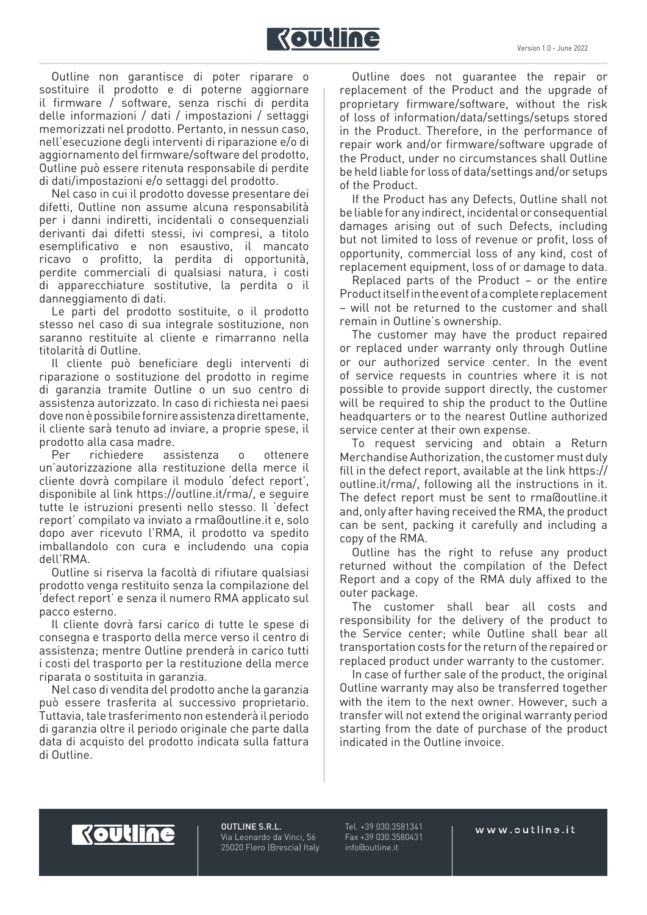Outline non garantisce di poter riparare o sostituire il prodotto e di poterne aggiornare il firmware / software, senza rischi di perdita delle informazioni / dati / impostazioni / settaggi memorizzati nel prodotto. Pertanto, in nessun caso, nell'esecuzione degli interventi di riparazione e/o di aggiornamento del firmware/software del prodotto, Outline può essere ritenuta responsabile di perdite di dati/impostazioni e/o settaggi del prodotto.

Nel caso in cui il prodotto dovesse presentare dei difetti, Outline non assume alcuna responsabilità per i danni indiretti, incidentali o consequenziali derivanti dai difetti stessi, ivi compresi, a titolo esemplificativo e non esaustivo, il mancato ricavo o profitto, la perdita di opportunità, perdite commerciali di qualsiasi natura, i costi di apparecchiature sostitutive, la perdita o il danneggiamento di dati.

Le parti del prodotto sostituite, o il prodotto stesso nel caso di sua integrale sostituzione, non saranno restituite al cliente e rimarranno nella titolarità di Outline.

Il cliente può beneficiare degli interventi di riparazione o sostituzione del prodotto in regime di garanzia tramite Outline o un suo centro di assistenza autorizzato. In caso di richiesta nei paesi dove non è possibile fornire assistenza direttamente, il cliente sarà tenuto ad inviare, a proprie spese, il prodotto alla casa madre.

Per richiedere assistenza o ottenere un'autorizzazione alla restituzione della merce il cliente dovrà compilare il modulo 'defect report', disponibile al link https://outline.it/rma/, e seguire tutte le istruzioni presenti nello stesso. Il 'defect report' compilato va inviato a rma@outline.it e, solo dopo aver ricevuto l'RMA, il prodotto va spedito imballandolo con cura e includendo una copia dell'RMA.

Outline si riserva la facoltà di rifiutare qualsiasi prodotto venga restituito senza la compilazione del 'defect report' e senza il numero RMA applicato sul pacco esterno.

Il cliente dovrà farsi carico di tutte le spese di consegna e trasporto della merce verso il centro di assistenza; mentre Outline prenderà in carico tutti i costi del trasporto per la restituzione della merce riparata o sostituita in garanzia.

Nel caso di vendita del prodotto anche la garanzia può essere trasferita al successivo proprietario. Tuttavia, tale trasferimento non estenderà il periodo di garanzia oltre il periodo originale che parte dalla data di acquisto del prodotto indicata sulla fattura di Outline.

Outline does not guarantee the repair or replacement of the Product and the upgrade of proprietary firmware/software, without the risk of loss of information/data/settings/setups stored in the Product. Therefore, in the performance of repair work and/or firmware/software upgrade of the Product, under no circumstances shall Outline be held liable for loss of data/settings and/or setups of the Product.

If the Product has any Defects, Outline shall not be liable for any indirect, incidental or consequential damages arising out of such Defects, including but not limited to loss of revenue or profit, loss of opportunity, commercial loss of any kind, cost of replacement equipment, loss of or damage to data.

Replaced parts of the Product – or the entire Product itself in the event of a complete replacement – will not be returned to the customer and shall remain in Outline's ownership.

The customer may have the product repaired or replaced under warranty only through Outline or our authorized service center. In the event of service requests in countries where it is not possible to provide support directly, the customer will be required to ship the product to the Outline headquarters or to the nearest Outline authorized service center at their own expense.

To request servicing and obtain a Return Merchandise Authorization, the customer must duly fill in the defect report, available at the link https://outline.it/rma/, following all the instructions in it. The defect report must be sent to rma@outline.it and, only after having received the RMA, the product can be sent, packing it carefully and including a copy of the RMA.

Outline has the right to refuse any product returned without the compilation of the Defect Report and a copy of the RMA duly affixed to the outer package.

The customer shall bear all costs and responsibility for the delivery of the product to the Service center; while Outline shall bear all transportation costs for the return of the repaired or replaced product under warranty to the customer.

In case of further sale of the product, the original Outline warranty may also be transferred together with the item to the next owner. However, such a transfer will not extend the original warranty period starting from the date of purchase of the product indicated in the Outline invoice.